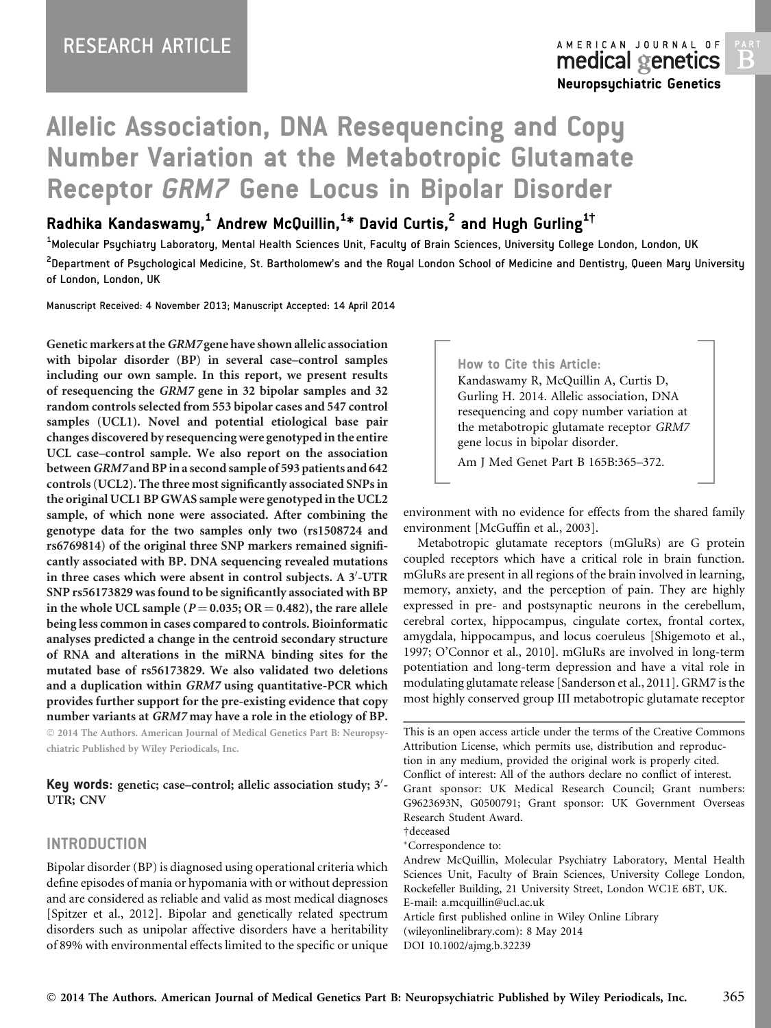RESEARCH ARTICLE

# Allelic Association, DNA Resequencing and Copy Number Variation at the Metabotropic Glutamate Receptor *GRM7* Gene Locus in Bipolar Disorder

**Radhika Kandaswamy,[1] Andrew McQuillin,[1]* David Curtis,[2] and Hugh Gurling[1†]**

[1]Molecular Psychiatry Laboratory, Mental Health Sciences Unit, Faculty of Brain Sciences, University College London, London, UK

[2]Department of Psychological Medicine, St. Bartholomew's and the Royal London School of Medicine and Dentistry, Queen Mary University of London, London, UK

Manuscript Received: 4 November 2013; Manuscript Accepted: 14 April 2014

**Genetic markers at the *GRM7* gene have shown allelic association with bipolar disorder (BP) in several case–control samples including our own sample. In this report, we present results of resequencing the *GRM7* gene in 32 bipolar samples and 32 random controls selected from 553 bipolar cases and 547 control samples (UCL1). Novel and potential etiological base pair changes discovered by resequencing were genotyped in the entire UCL case–control sample. We also report on the association between *GRM7* and BP in a second sample of 593 patients and 642 controls (UCL2). The three most significantly associated SNPs in the original UCL1 BP GWAS sample were genotyped in the UCL2 sample, of which none were associated. After combining the genotype data for the two samples only two (rs1508724 and rs6769814) of the original three SNP markers remained significantly associated with BP. DNA sequencing revealed mutations in three cases which were absent in control subjects. A 3′-UTR SNP rs56173829 was found to be significantly associated with BP in the whole UCL sample ($P = 0.035$; $OR = 0.482$), the rare allele being less common in cases compared to controls. Bioinformatic analyses predicted a change in the centroid secondary structure of RNA and alterations in the miRNA binding sites for the mutated base of rs56173829. We also validated two deletions and a duplication within *GRM7* using quantitative-PCR which provides further support for the pre-existing evidence that copy number variants at *GRM7* may have a role in the etiology of BP.**

© 2014 The Authors. American Journal of Medical Genetics Part B: Neuropsychiatric Published by Wiley Periodicals, Inc.

**Key words:** genetic; case–control; allelic association study; 3′-UTR; CNV

> **How to Cite this Article:**
> Kandaswamy R, McQuillin A, Curtis D, Gurling H. 2014. Allelic association, DNA resequencing and copy number variation at the metabotropic glutamate receptor *GRM7* gene locus in bipolar disorder.
> Am J Med Genet Part B 165B:365–372.

## INTRODUCTION

Bipolar disorder (BP) is diagnosed using operational criteria which define episodes of mania or hypomania with or without depression and are considered as reliable and valid as most medical diagnoses [Spitzer et al., 2012]. Bipolar and genetically related spectrum disorders such as unipolar affective disorders have a heritability of 89% with environmental effects limited to the specific or unique environment with no evidence for effects from the shared family environment [McGuffin et al., 2003].

Metabotropic glutamate receptors (mGluRs) are G protein coupled receptors which have a critical role in brain function. mGluRs are present in all regions of the brain involved in learning, memory, anxiety, and the perception of pain. They are highly expressed in pre- and postsynaptic neurons in the cerebellum, cerebral cortex, hippocampus, cingulate cortex, frontal cortex, amygdala, hippocampus, and locus coeruleus [Shigemoto et al., 1997; O'Connor et al., 2010]. mGluRs are involved in long-term potentiation and long-term depression and have a vital role in modulating glutamate release [Sanderson et al., 2011]. GRM7 is the most highly conserved group III metabotropic glutamate receptor

This is an open access article under the terms of the Creative Commons Attribution License, which permits use, distribution and reproduction in any medium, provided the original work is properly cited.
Conflict of interest: All of the authors declare no conflict of interest.
Grant sponsor: UK Medical Research Council; Grant numbers: G9623693N, G0500791; Grant sponsor: UK Government Overseas Research Student Award.
†deceased
*Correspondence to:
Andrew McQuillin, Molecular Psychiatry Laboratory, Mental Health Sciences Unit, Faculty of Brain Sciences, University College London, Rockefeller Building, 21 University Street, London WC1E 6BT, UK.
E-mail: a.mcquillin@ucl.ac.uk
Article first published online in Wiley Online Library (wileyonlinelibrary.com): 8 May 2014
DOI 10.1002/ajmg.b.32239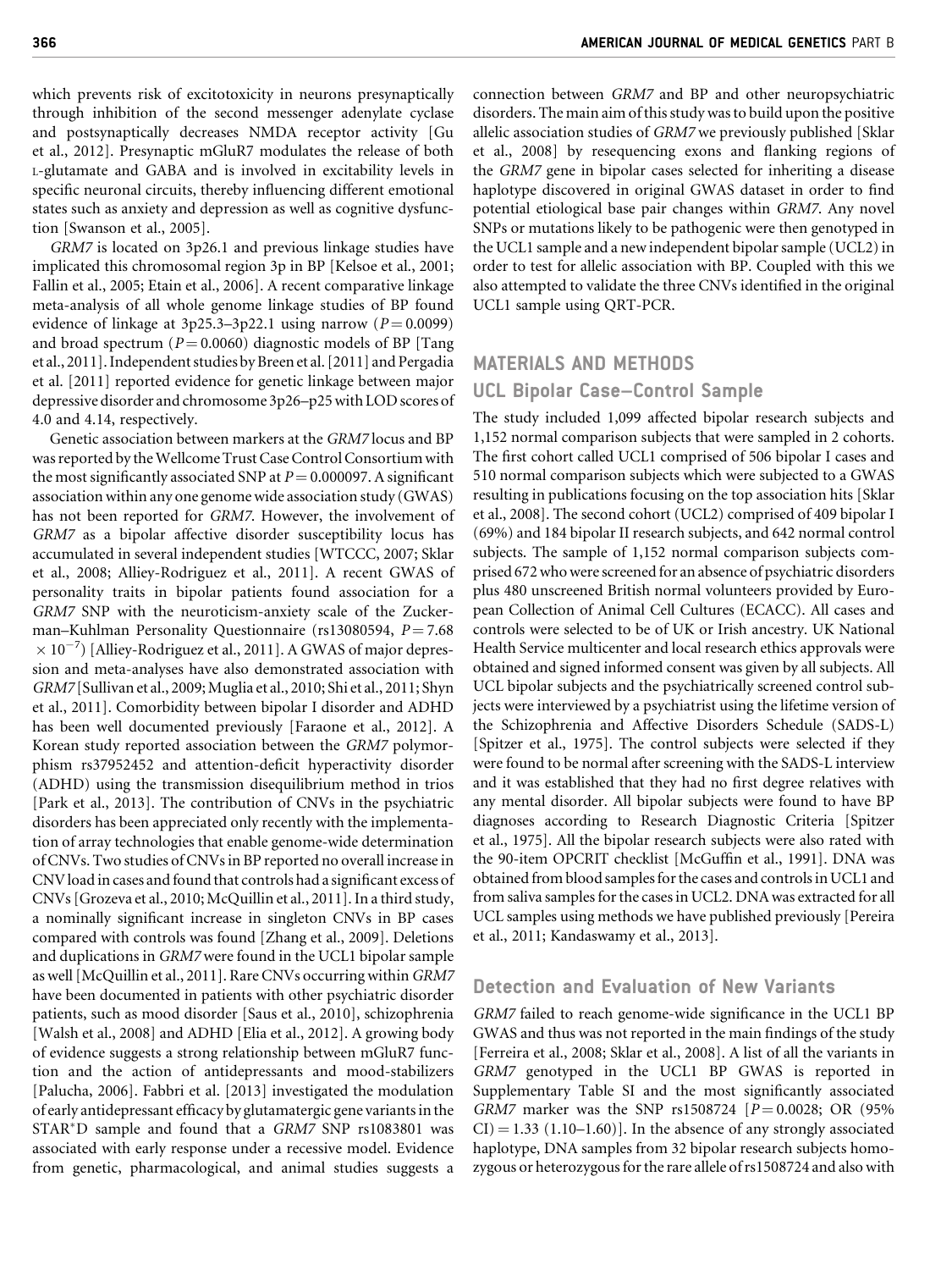which prevents risk of excitotoxicity in neurons presynaptically through inhibition of the second messenger adenylate cyclase and postsynaptically decreases NMDA receptor activity [Gu et al., 2012]. Presynaptic mGluR7 modulates the release of both L-glutamate and GABA and is involved in excitability levels in specific neuronal circuits, thereby influencing different emotional states such as anxiety and depression as well as cognitive dysfunction [Swanson et al., 2005].

*GRM7* is located on 3p26.1 and previous linkage studies have implicated this chromosomal region 3p in BP [Kelsoe et al., 2001; Fallin et al., 2005; Etain et al., 2006]. A recent comparative linkage meta-analysis of all whole genome linkage studies of BP found evidence of linkage at 3p25.3–3p22.1 using narrow ($P = 0.0099$) and broad spectrum ($P = 0.0060$) diagnostic models of BP [Tang et al., 2011]. Independent studies by Breen et al. [2011] and Pergadia et al. [2011] reported evidence for genetic linkage between major depressive disorder and chromosome 3p26–p25 with LOD scores of 4.0 and 4.14, respectively.

Genetic association between markers at the *GRM7* locus and BP was reported by the Wellcome Trust Case Control Consortium with the most significantly associated SNP at $P = 0.000097$. A significant association within any one genome wide association study (GWAS) has not been reported for *GRM7*. However, the involvement of *GRM7* as a bipolar affective disorder susceptibility locus has accumulated in several independent studies [WTCCC, 2007; Sklar et al., 2008; Alliey-Rodriguez et al., 2011]. A recent GWAS of personality traits in bipolar patients found association for a *GRM7* SNP with the neuroticism-anxiety scale of the Zuckerman–Kuhlman Personality Questionnaire (rs13080594, $P = 7.68 \times 10^{-7}$) [Alliey-Rodriguez et al., 2011]. A GWAS of major depression and meta-analyses have also demonstrated association with *GRM7* [Sullivan et al., 2009; Muglia et al., 2010; Shi et al., 2011; Shyn et al., 2011]. Comorbidity between bipolar I disorder and ADHD has been well documented previously [Faraone et al., 2012]. A Korean study reported association between the *GRM7* polymorphism rs37952452 and attention-deficit hyperactivity disorder (ADHD) using the transmission disequilibrium method in trios [Park et al., 2013]. The contribution of CNVs in the psychiatric disorders has been appreciated only recently with the implementation of array technologies that enable genome-wide determination of CNVs. Two studies of CNVs in BP reported no overall increase in CNV load in cases and found that controls had a significant excess of CNVs [Grozeva et al., 2010; McQuillin et al., 2011]. In a third study, a nominally significant increase in singleton CNVs in BP cases compared with controls was found [Zhang et al., 2009]. Deletions and duplications in *GRM7* were found in the UCL1 bipolar sample as well [McQuillin et al., 2011]. Rare CNVs occurring within *GRM7* have been documented in patients with other psychiatric disorder patients, such as mood disorder [Saus et al., 2010], schizophrenia [Walsh et al., 2008] and ADHD [Elia et al., 2012]. A growing body of evidence suggests a strong relationship between mGluR7 function and the action of antidepressants and mood-stabilizers [Palucha, 2006]. Fabbri et al. [2013] investigated the modulation of early antidepressant efficacy by glutamatergic gene variants in the STAR*D sample and found that a *GRM7* SNP rs1083801 was associated with early response under a recessive model. Evidence from genetic, pharmacological, and animal studies suggests a connection between *GRM7* and BP and other neuropsychiatric disorders. The main aim of this study was to build upon the positive allelic association studies of *GRM7* we previously published [Sklar et al., 2008] by resequencing exons and flanking regions of the *GRM7* gene in bipolar cases selected for inheriting a disease haplotype discovered in original GWAS dataset in order to find potential etiological base pair changes within *GRM7*. Any novel SNPs or mutations likely to be pathogenic were then genotyped in the UCL1 sample and a new independent bipolar sample (UCL2) in order to test for allelic association with BP. Coupled with this we also attempted to validate the three CNVs identified in the original UCL1 sample using QRT-PCR.

## MATERIALS AND METHODS

### UCL Bipolar Case–Control Sample

The study included 1,099 affected bipolar research subjects and 1,152 normal comparison subjects that were sampled in 2 cohorts. The first cohort called UCL1 comprised of 506 bipolar I cases and 510 normal comparison subjects which were subjected to a GWAS resulting in publications focusing on the top association hits [Sklar et al., 2008]. The second cohort (UCL2) comprised of 409 bipolar I (69%) and 184 bipolar II research subjects, and 642 normal control subjects. The sample of 1,152 normal comparison subjects comprised 672 who were screened for an absence of psychiatric disorders plus 480 unscreened British normal volunteers provided by European Collection of Animal Cell Cultures (ECACC). All cases and controls were selected to be of UK or Irish ancestry. UK National Health Service multicenter and local research ethics approvals were obtained and signed informed consent was given by all subjects. All UCL bipolar subjects and the psychiatrically screened control subjects were interviewed by a psychiatrist using the lifetime version of the Schizophrenia and Affective Disorders Schedule (SADS-L) [Spitzer et al., 1975]. The control subjects were selected if they were found to be normal after screening with the SADS-L interview and it was established that they had no first degree relatives with any mental disorder. All bipolar subjects were found to have BP diagnoses according to Research Diagnostic Criteria [Spitzer et al., 1975]. All the bipolar research subjects were also rated with the 90-item OPCRIT checklist [McGuffin et al., 1991]. DNA was obtained from blood samples for the cases and controls in UCL1 and from saliva samples for the cases in UCL2. DNA was extracted for all UCL samples using methods we have published previously [Pereira et al., 2011; Kandaswamy et al., 2013].

### Detection and Evaluation of New Variants

*GRM7* failed to reach genome-wide significance in the UCL1 BP GWAS and thus was not reported in the main findings of the study [Ferreira et al., 2008; Sklar et al., 2008]. A list of all the variants in *GRM7* genotyped in the UCL1 BP GWAS is reported in Supplementary Table SI and the most significantly associated *GRM7* marker was the SNP rs1508724 [$P = 0.0028$; OR (95% CI) $= 1.33$ (1.10–1.60)]. In the absence of any strongly associated haplotype, DNA samples from 32 bipolar research subjects homozygous or heterozygous for the rare allele of rs1508724 and also with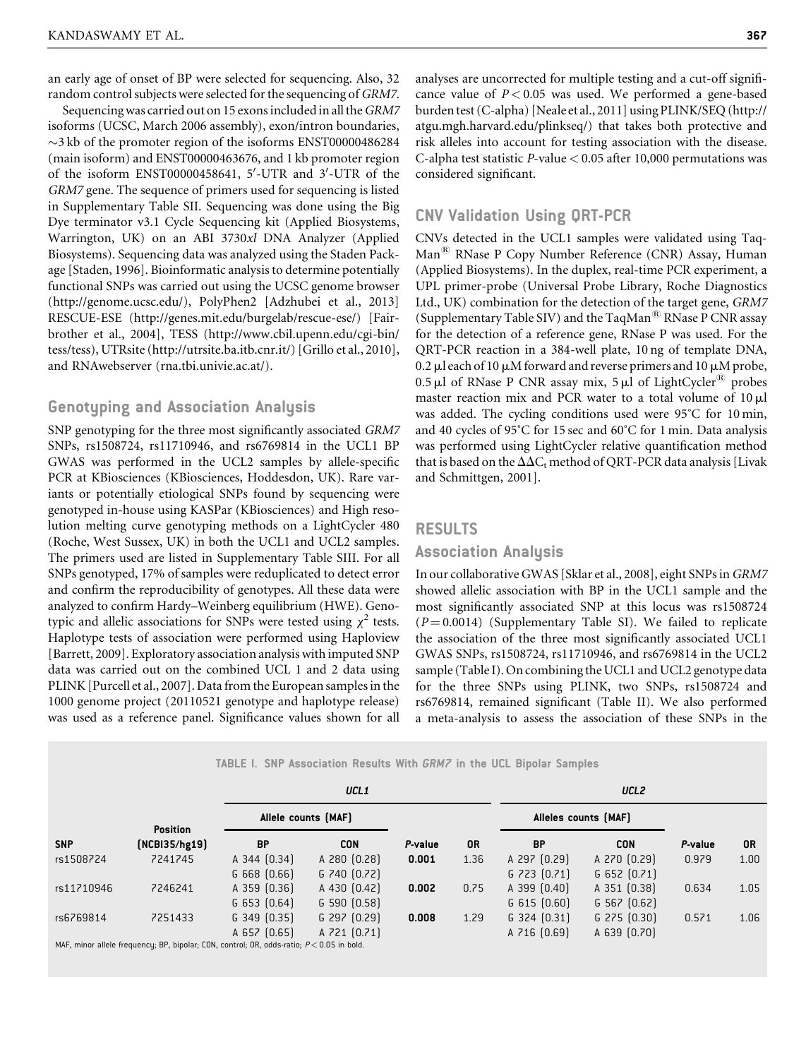an early age of onset of BP were selected for sequencing. Also, 32 random control subjects were selected for the sequencing of *GRM7*.

Sequencing was carried out on 15 exons included in all the *GRM7* isoforms (UCSC, March 2006 assembly), exon/intron boundaries, ~3 kb of the promoter region of the isoforms ENST00000486284 (main isoform) and ENST00000463676, and 1 kb promoter region of the isoform ENST00000458641, 5′-UTR and 3′-UTR of the *GRM7* gene. The sequence of primers used for sequencing is listed in Supplementary Table SII. Sequencing was done using the Big Dye terminator v3.1 Cycle Sequencing kit (Applied Biosystems, Warrington, UK) on an ABI 3730*xl* DNA Analyzer (Applied Biosystems). Sequencing data was analyzed using the Staden Package [Staden, 1996]. Bioinformatic analysis to determine potentially functional SNPs was carried out using the UCSC genome browser (http://genome.ucsc.edu/), PolyPhen2 [Adzhubei et al., 2013] RESCUE-ESE (http://genes.mit.edu/burgelab/rescue-ese/) [Fairbrother et al., 2004], TESS (http://www.cbil.upenn.edu/cgi-bin/tess/tess), UTRsite (http://utrsite.ba.itb.cnr.it/) [Grillo et al., 2010], and RNAwebserver (rna.tbi.univie.ac.at/).

## Genotyping and Association Analysis

SNP genotyping for the three most significantly associated *GRM7* SNPs, rs1508724, rs11710946, and rs6769814 in the UCL1 BP GWAS was performed in the UCL2 samples by allele-specific PCR at KBiosciences (KBiosciences, Hoddesdon, UK). Rare variants or potentially etiological SNPs found by sequencing were genotyped in-house using KASPar (KBiosciences) and High resolution melting curve genotyping methods on a LightCycler 480 (Roche, West Sussex, UK) in both the UCL1 and UCL2 samples. The primers used are listed in Supplementary Table SIII. For all SNPs genotyped, 17% of samples were reduplicated to detect error and confirm the reproducibility of genotypes. All these data were analyzed to confirm Hardy–Weinberg equilibrium (HWE). Genotypic and allelic associations for SNPs were tested using $\chi^2$ tests. Haplotype tests of association were performed using Haploview [Barrett, 2009]. Exploratory association analysis with imputed SNP data was carried out on the combined UCL 1 and 2 data using PLINK [Purcell et al., 2007]. Data from the European samples in the 1000 genome project (20110521 genotype and haplotype release) was used as a reference panel. Significance values shown for all analyses are uncorrected for multiple testing and a cut-off significance value of $P < 0.05$ was used. We performed a gene-based burden test (C-alpha) [Neale et al., 2011] using PLINK/SEQ (http://atgu.mgh.harvard.edu/plinkseq/) that takes both protective and risk alleles into account for testing association with the disease. C-alpha test statistic $P$-value $< 0.05$ after 10,000 permutations was considered significant.

## CNV Validation Using QRT-PCR

CNVs detected in the UCL1 samples were validated using TaqMan® RNase P Copy Number Reference (CNR) Assay, Human (Applied Biosystems). In the duplex, real-time PCR experiment, a UPL primer-probe (Universal Probe Library, Roche Diagnostics Ltd., UK) combination for the detection of the target gene, *GRM7* (Supplementary Table SIV) and the TaqMan® RNase P CNR assay for the detection of a reference gene, RNase P was used. For the QRT-PCR reaction in a 384-well plate, 10 ng of template DNA, 0.2 μl each of 10 μM forward and reverse primers and 10 μM probe, 0.5 μl of RNase P CNR assay mix, 5 μl of LightCycler® probes master reaction mix and PCR water to a total volume of 10 μl was added. The cycling conditions used were 95°C for 10 min, and 40 cycles of 95°C for 15 sec and 60°C for 1 min. Data analysis was performed using LightCycler relative quantification method that is based on the $\Delta\Delta C_t$ method of QRT-PCR data analysis [Livak and Schmittgen, 2001].

# RESULTS

## Association Analysis

In our collaborative GWAS [Sklar et al., 2008], eight SNPs in *GRM7* showed allelic association with BP in the UCL1 sample and the most significantly associated SNP at this locus was rs1508724 ($P = 0.0014$) (Supplementary Table SI). We failed to replicate the association of the three most significantly associated UCL1 GWAS SNPs, rs1508724, rs11710946, and rs6769814 in the UCL2 sample (Table I). On combining the UCL1 and UCL2 genotype data for the three SNPs using PLINK, two SNPs, rs1508724 and rs6769814, remained significant (Table II). We also performed a meta-analysis to assess the association of these SNPs in the

TABLE I. SNP Association Results With *GRM7* in the UCL Bipolar Samples

| | | UCL1 | | | | UCL2 | | | |
|---|---|---|---|---|---|---|---|---|---|
| | | Allele counts (MAF) | | | | Alleles counts (MAF) | | | |
| SNP | Position (NCBI35/hg19) | BP | CON | *P*-value | OR | BP | CON | *P*-value | OR |
| rs1508724 | 7241745 | A 344 (0.34)<br>G 668 (0.66) | A 280 (0.28)<br>G 740 (0.72) | **0.001** | 1.36 | A 297 (0.29)<br>G 723 (0.71) | A 270 (0.29)<br>G 652 (0.71) | 0.979 | 1.00 |
| rs11710946 | 7246241 | A 359 (0.36)<br>G 653 (0.64) | A 430 (0.42)<br>G 590 (0.58) | **0.002** | 0.75 | A 399 (0.40)<br>G 615 (0.60) | A 351 (0.38)<br>G 567 (0.62) | 0.634 | 1.05 |
| rs6769814 | 7251433 | G 349 (0.35)<br>A 657 (0.65) | G 297 (0.29)<br>A 721 (0.71) | **0.008** | 1.29 | G 324 (0.31)<br>A 716 (0.69) | G 275 (0.30)<br>A 639 (0.70) | 0.571 | 1.06 |

MAF, minor allele frequency; BP, bipolar; CON, control; OR, odds-ratio; $P < 0.05$ in bold.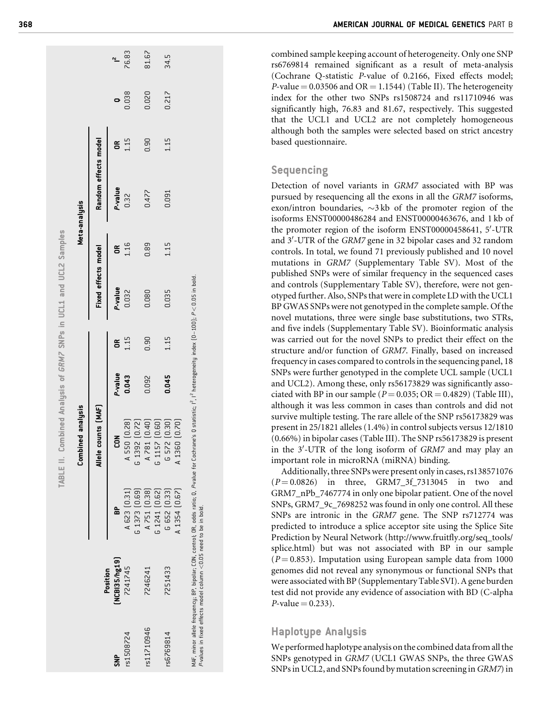TABLE II. Combined Analysis of *GRM7* SNPs in UCL1 and UCL2 Samples

| SNP | Position (NCBI35/hg19) | Combined analysis | | | | Meta-analysis | | | | | |
|---|---|---|---|---|---|---|---|---|---|---|---|
| | | Allele counts (MAF) | | | | Fixed effects model | | Random effects model | | | |
| | | BP | CON | P-value | OR | P-value | OR | P-value | OR | Q | $I^2$ |
| rs1508724 | 7241745 | A 623 (0.31) | A 550 (0.28) | **0.043** | 1.15 | 0.032 | 1.16 | 0.32 | 1.15 | 0.038 | 76.83 |
| | | G 1373 (0.69) | G 1392 (0.72) | | | | | | | | |
| rs11710946 | 7246241 | A 751 (0.38) | A 781 (0.40) | 0.092 | 0.90 | 0.080 | 0.89 | 0.477 | 0.90 | 0.020 | 81.67 |
| | | G 1241 (0.62) | G 1157 (0.60) | | | | | | | | |
| rs6769814 | 7251433 | G 652 (0.33) | G 572 (0.30) | **0.045** | 1.15 | 0.035 | 1.15 | 0.091 | 1.15 | 0.217 | 34.5 |
| | | A 1354 (0.67) | A 1360 (0.70) | | | | | | | | |

MAF, minor allele frequency; BP, bipolar; CON, control; OR, odds ratio; Q, P-value for Cochrane's Q statistic; $I^2$, $I^2$ heterogeneity index (0–100); $P < 0.05$ in bold.
P-values in fixed effects model column <0.05 need to be in bold.

combined sample keeping account of heterogeneity. Only one SNP rs6769814 remained significant as a result of meta-analysis (Cochrane Q-statistic P-value of 0.2166, Fixed effects model; $P\text{-value} = 0.03506$ and $OR = 1.1544$) (Table II). The heterogeneity index for the other two SNPs rs1508724 and rs11710946 was significantly high, 76.83 and 81.67, respectively. This suggested that the UCL1 and UCL2 are not completely homogeneous although both the samples were selected based on strict ancestry based questionnaire.

## Sequencing

Detection of novel variants in *GRM7* associated with BP was pursued by resequencing all the exons in all the *GRM7* isoforms, exon/intron boundaries, ~3 kb of the promoter region of the isoforms ENST00000486284 and ENST00000463676, and 1 kb of the promoter region of the isoform ENST00000458641, 5′-UTR and 3′-UTR of the *GRM7* gene in 32 bipolar cases and 32 random controls. In total, we found 71 previously published and 10 novel mutations in *GRM7* (Supplementary Table SV). Most of the published SNPs were of similar frequency in the sequenced cases and controls (Supplementary Table SV), therefore, were not genotyped further. Also, SNPs that were in complete LD with the UCL1 BP GWAS SNPs were not genotyped in the complete sample. Of the novel mutations, three were single base substitutions, two STRs, and five indels (Supplementary Table SV). Bioinformatic analysis was carried out for the novel SNPs to predict their effect on the structure and/or function of *GRM7*. Finally, based on increased frequency in cases compared to controls in the sequencing panel, 18 SNPs were further genotyped in the complete UCL sample (UCL1 and UCL2). Among these, only rs56173829 was significantly associated with BP in our sample ($P = 0.035$; $OR = 0.4829$) (Table III), although it was less common in cases than controls and did not survive multiple testing. The rare allele of the SNP rs56173829 was present in 25/1821 alleles (1.4%) in control subjects versus 12/1810 (0.66%) in bipolar cases (Table III). The SNP rs56173829 is present in the 3′-UTR of the long isoform of *GRM7* and may play an important role in microRNA (miRNA) binding.

Additionally, three SNPs were present only in cases, rs138571076 ($P = 0.0826$) in three, GRM7_3f_7313045 in two and GRM7_nPb_7467774 in only one bipolar patient. One of the novel SNPs, GRM7_9c_7698252 was found in only one control. All these SNPs are intronic in the *GRM7* gene. The SNP rs712774 was predicted to introduce a splice acceptor site using the Splice Site Prediction by Neural Network (http://www.fruitfly.org/seq_tools/splice.html) but was not associated with BP in our sample ($P = 0.853$). Imputation using European sample data from 1000 genomes did not reveal any synonymous or functional SNPs that were associated with BP (Supplementary Table SVI). A gene burden test did not provide any evidence of association with BD (C-alpha $P\text{-value} = 0.233$).

## Haplotype Analysis

We performed haplotype analysis on the combined data from all the SNPs genotyped in *GRM7* (UCL1 GWAS SNPs, the three GWAS SNPs in UCL2, and SNPs found by mutation screening in *GRM7*) in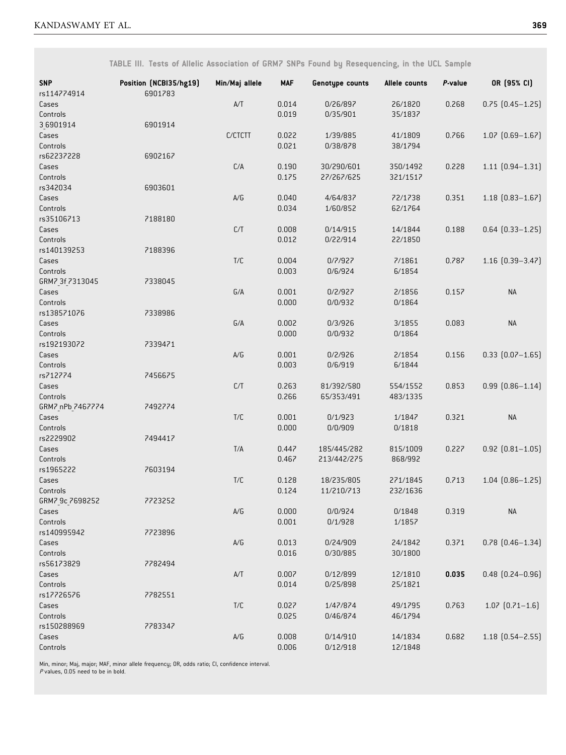**TABLE III. Tests of Allelic Association of GRM7 SNPs Found by Resequencing, in the UCL Sample**

| SNP | Position (NCBI35/hg19) | Min/Maj allele | MAF | Genotype counts | Allele counts | *P*-value | OR (95% CI) |
|---|---|---|---|---|---|---|---|
| rs114774914 | 6901783 | | | | | | |
| Cases | | A/T | 0.014 | 0/26/897 | 26/1820 | 0.268 | 0.75 (0.45–1.25) |
| Controls | | | 0.019 | 0/35/901 | 35/1837 | | |
| 3_6901914 | 6901914 | | | | | | |
| Cases | | C/CTCTT | 0.022 | 1/39/885 | 41/1809 | 0.766 | 1.07 (0.69–1.67) |
| Controls | | | 0.021 | 0/38/878 | 38/1794 | | |
| rs62237228 | 6902167 | | | | | | |
| Cases | | C/A | 0.190 | 30/290/601 | 350/1492 | 0.228 | 1.11 (0.94–1.31) |
| Controls | | | 0.175 | 27/267/625 | 321/1517 | | |
| rs342034 | 6903601 | | | | | | |
| Cases | | A/G | 0.040 | 4/64/837 | 72/1738 | 0.351 | 1.18 (0.83–1.67) |
| Controls | | | 0.034 | 1/60/852 | 62/1764 | | |
| rs35106713 | 7188180 | | | | | | |
| Cases | | C/T | 0.008 | 0/14/915 | 14/1844 | 0.188 | 0.64 (0.33–1.25) |
| Controls | | | 0.012 | 0/22/914 | 22/1850 | | |
| rs140139253 | 7188396 | | | | | | |
| Cases | | T/C | 0.004 | 0/7/927 | 7/1861 | 0.787 | 1.16 (0.39–3.47) |
| Controls | | | 0.003 | 0/6/924 | 6/1854 | | |
| GRM7_3f_7313045 | 7338045 | | | | | | |
| Cases | | G/A | 0.001 | 0/2/927 | 2/1856 | 0.157 | NA |
| Controls | | | 0.000 | 0/0/932 | 0/1864 | | |
| rs138571076 | 7338986 | | | | | | |
| Cases | | G/A | 0.002 | 0/3/926 | 3/1855 | 0.083 | NA |
| Controls | | | 0.000 | 0/0/932 | 0/1864 | | |
| rs192193072 | 7339471 | | | | | | |
| Cases | | A/G | 0.001 | 0/2/926 | 2/1854 | 0.156 | 0.33 (0.07–1.65) |
| Controls | | | 0.003 | 0/6/919 | 6/1844 | | |
| rs712774 | 7456675 | | | | | | |
| Cases | | C/T | 0.263 | 81/392/580 | 554/1552 | 0.853 | 0.99 (0.86–1.14) |
| Controls | | | 0.266 | 65/353/491 | 483/1335 | | |
| GRM7_nPb_7467774 | 7492774 | | | | | | |
| Cases | | T/C | 0.001 | 0/1/923 | 1/1847 | 0.321 | NA |
| Controls | | | 0.000 | 0/0/909 | 0/1818 | | |
| rs2229902 | 7494417 | | | | | | |
| Cases | | T/A | 0.447 | 185/445/282 | 815/1009 | 0.227 | 0.92 (0.81–1.05) |
| Controls | | | 0.467 | 213/442/275 | 868/992 | | |
| rs1965222 | 7603194 | | | | | | |
| Cases | | T/C | 0.128 | 18/235/805 | 271/1845 | 0.713 | 1.04 (0.86–1.25) |
| Controls | | | 0.124 | 11/210/713 | 232/1636 | | |
| GRM7_9c_7698252 | 7723252 | | | | | | |
| Cases | | A/G | 0.000 | 0/0/924 | 0/1848 | 0.319 | NA |
| Controls | | | 0.001 | 0/1/928 | 1/1857 | | |
| rs140995942 | 7723896 | | | | | | |
| Cases | | A/G | 0.013 | 0/24/909 | 24/1842 | 0.371 | 0.78 (0.46–1.34) |
| Controls | | | 0.016 | 0/30/885 | 30/1800 | | |
| rs56173829 | 7782494 | | | | | | |
| Cases | | A/T | 0.007 | 0/12/899 | 12/1810 | **0.035** | 0.48 (0.24–0.96) |
| Controls | | | 0.014 | 0/25/898 | 25/1821 | | |
| rs17726576 | 7782551 | | | | | | |
| Cases | | T/C | 0.027 | 1/47/874 | 49/1795 | 0.763 | 1.07 (0.71–1.6) |
| Controls | | | 0.025 | 0/46/874 | 46/1794 | | |
| rs150288969 | 7783347 | | | | | | |
| Cases | | A/G | 0.008 | 0/14/910 | 14/1834 | 0.682 | 1.18 (0.54–2.55) |
| Controls | | | 0.006 | 0/12/918 | 12/1848 | | |

Min, minor; Maj, major; MAF, minor allele frequency; OR, odds ratio; CI, confidence interval.
*P* values, 0.05 need to be in bold.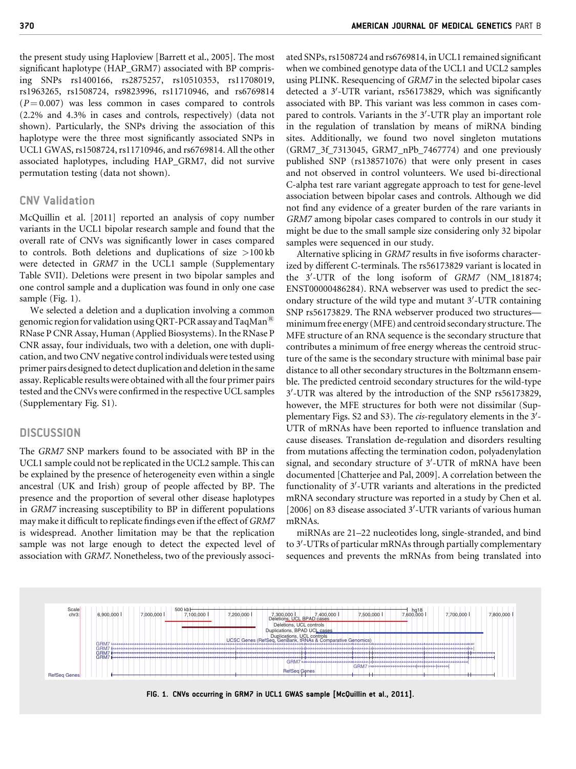the present study using Haploview [Barrett et al., 2005]. The most significant haplotype (HAP_GRM7) associated with BP comprising SNPs rs1400166, rs2875257, rs10510353, rs11708019, rs1963265, rs1508724, rs9823996, rs11710946, and rs6769814 ($P = 0.007$) was less common in cases compared to controls (2.2% and 4.3% in cases and controls, respectively) (data not shown). Particularly, the SNPs driving the association of this haplotype were the three most significantly associated SNPs in UCL1 GWAS, rs1508724, rs11710946, and rs6769814. All the other associated haplotypes, including HAP_GRM7, did not survive permutation testing (data not shown).

## CNV Validation

McQuillin et al. [2011] reported an analysis of copy number variants in the UCL1 bipolar research sample and found that the overall rate of CNVs was significantly lower in cases compared to controls. Both deletions and duplications of size >100 kb were detected in *GRM7* in the UCL1 sample (Supplementary Table SVII). Deletions were present in two bipolar samples and one control sample and a duplication was found in only one case sample (Fig. 1).

We selected a deletion and a duplication involving a common genomic region for validation using QRT-PCR assay and TaqMan® RNase P CNR Assay, Human (Applied Biosystems). In the RNase P CNR assay, four individuals, two with a deletion, one with duplication, and two CNV negative control individuals were tested using primer pairs designed to detect duplication and deletion in the same assay. Replicable results were obtained with all the four primer pairs tested and the CNVs were confirmed in the respective UCL samples (Supplementary Fig. S1).

## DISCUSSION

The *GRM7* SNP markers found to be associated with BP in the UCL1 sample could not be replicated in the UCL2 sample. This can be explained by the presence of heterogeneity even within a single ancestral (UK and Irish) group of people affected by BP. The presence and the proportion of several other disease haplotypes in *GRM7* increasing susceptibility to BP in different populations may make it difficult to replicate findings even if the effect of *GRM7* is widespread. Another limitation may be that the replication sample was not large enough to detect the expected level of association with *GRM7*. Nonetheless, two of the previously associated SNPs, rs1508724 and rs6769814, in UCL1 remained significant when we combined genotype data of the UCL1 and UCL2 samples using PLINK. Resequencing of *GRM7* in the selected bipolar cases detected a 3′-UTR variant, rs56173829, which was significantly associated with BP. This variant was less common in cases compared to controls. Variants in the 3′-UTR play an important role in the regulation of translation by means of miRNA binding sites. Additionally, we found two novel singleton mutations (GRM7_3f_7313045, GRM7_nPb_7467774) and one previously published SNP (rs138571076) that were only present in cases and not observed in control volunteers. We used bi-directional C-alpha test rare variant aggregate approach to test for gene-level association between bipolar cases and controls. Although we did not find any evidence of a greater burden of the rare variants in *GRM7* among bipolar cases compared to controls in our study it might be due to the small sample size considering only 32 bipolar samples were sequenced in our study.

Alternative splicing in *GRM7* results in five isoforms characterized by different C-terminals. The rs56173829 variant is located in the 3′-UTR of the long isoform of *GRM7* (NM_181874; ENST00000486284). RNA webserver was used to predict the secondary structure of the wild type and mutant 3′-UTR containing SNP rs56173829. The RNA webserver produced two structures—minimum free energy (MFE) and centroid secondary structure. The MFE structure of an RNA sequence is the secondary structure that contributes a minimum of free energy whereas the centroid structure of the same is the secondary structure with minimal base pair distance to all other secondary structures in the Boltzmann ensemble. The predicted centroid secondary structures for the wild-type 3′-UTR was altered by the introduction of the SNP rs56173829, however, the MFE structures for both were not dissimilar (Supplementary Figs. S2 and S3). The *cis*-regulatory elements in the 3′-UTR of mRNAs have been reported to influence translation and cause diseases. Translation de-regulation and disorders resulting from mutations affecting the termination codon, polyadenylation signal, and secondary structure of 3′-UTR of mRNA have been documented [Chatterjee and Pal, 2009]. A correlation between the functionality of 3′-UTR variants and alterations in the predicted mRNA secondary structure was reported in a study by Chen et al. [2006] on 83 disease associated 3′-UTR variants of various human mRNAs.

miRNAs are 21–22 nucleotides long, single-stranded, and bind to 3′-UTRs of particular mRNAs through partially complementary sequences and prevents the mRNAs from being translated into

FIG. 1. CNVs occurring in GRM7 in UCL1 GWAS sample [McQuillin et al., 2011].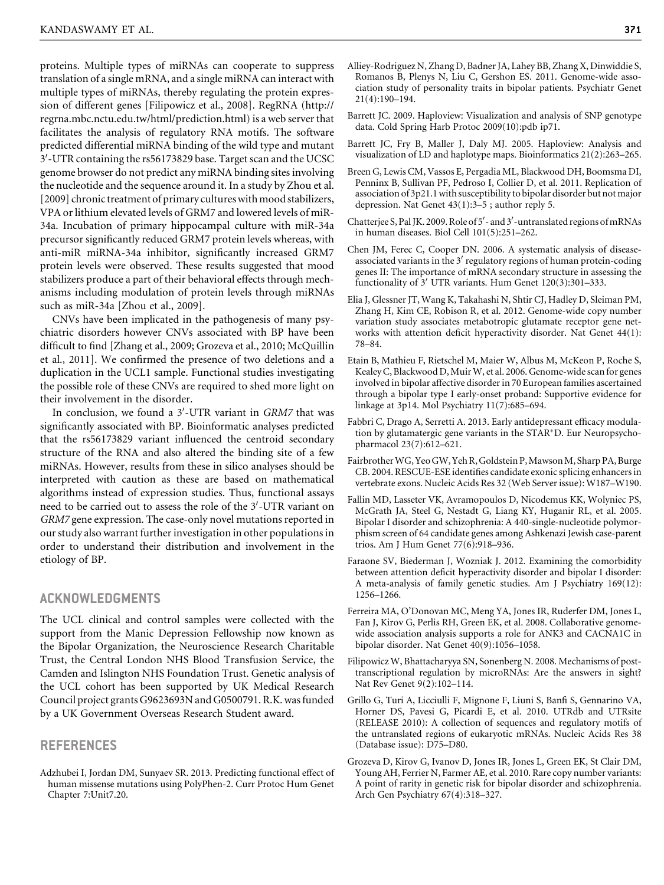proteins. Multiple types of miRNAs can cooperate to suppress translation of a single mRNA, and a single miRNA can interact with multiple types of miRNAs, thereby regulating the protein expression of different genes [Filipowicz et al., 2008]. RegRNA (http://regrna.mbc.nctu.edu.tw/html/prediction.html) is a web server that facilitates the analysis of regulatory RNA motifs. The software predicted differential miRNA binding of the wild type and mutant 3′-UTR containing the rs56173829 base. Target scan and the UCSC genome browser do not predict any miRNA binding sites involving the nucleotide and the sequence around it. In a study by Zhou et al. [2009] chronic treatment of primary cultures with mood stabilizers, VPA or lithium elevated levels of GRM7 and lowered levels of miR-34a. Incubation of primary hippocampal culture with miR-34a precursor significantly reduced GRM7 protein levels whereas, with anti-miR miRNA-34a inhibitor, significantly increased GRM7 protein levels were observed. These results suggested that mood stabilizers produce a part of their behavioral effects through mechanisms including modulation of protein levels through miRNAs such as miR-34a [Zhou et al., 2009].

CNVs have been implicated in the pathogenesis of many psychiatric disorders however CNVs associated with BP have been difficult to find [Zhang et al., 2009; Grozeva et al., 2010; McQuillin et al., 2011]. We confirmed the presence of two deletions and a duplication in the UCL1 sample. Functional studies investigating the possible role of these CNVs are required to shed more light on their involvement in the disorder.

In conclusion, we found a 3′-UTR variant in *GRM7* that was significantly associated with BP. Bioinformatic analyses predicted that the rs56173829 variant influenced the centroid secondary structure of the RNA and also altered the binding site of a few miRNAs. However, results from these in silico analyses should be interpreted with caution as these are based on mathematical algorithms instead of expression studies. Thus, functional assays need to be carried out to assess the role of the 3′-UTR variant on *GRM7* gene expression. The case-only novel mutations reported in our study also warrant further investigation in other populations in order to understand their distribution and involvement in the etiology of BP.

## ACKNOWLEDGMENTS

The UCL clinical and control samples were collected with the support from the Manic Depression Fellowship now known as the Bipolar Organization, the Neuroscience Research Charitable Trust, the Central London NHS Blood Transfusion Service, the Camden and Islington NHS Foundation Trust. Genetic analysis of the UCL cohort has been supported by UK Medical Research Council project grants G9623693N and G0500791. R.K. was funded by a UK Government Overseas Research Student award.

## REFERENCES

Adzhubei I, Jordan DM, Sunyaev SR. 2013. Predicting functional effect of human missense mutations using PolyPhen-2. Curr Protoc Hum Genet Chapter 7:Unit7.20.

Alliey-Rodriguez N, Zhang D, Badner JA, Lahey BB, Zhang X, Dinwiddie S, Romanos B, Plenys N, Liu C, Gershon ES. 2011. Genome-wide association study of personality traits in bipolar patients. Psychiatr Genet 21(4):190–194.

Barrett JC. 2009. Haploview: Visualization and analysis of SNP genotype data. Cold Spring Harb Protoc 2009(10):pdb ip71.

Barrett JC, Fry B, Maller J, Daly MJ. 2005. Haploview: Analysis and visualization of LD and haplotype maps. Bioinformatics 21(2):263–265.

Breen G, Lewis CM, Vassos E, Pergadia ML, Blackwood DH, Boomsma DI, Penninx B, Sullivan PF, Pedroso I, Collier D, et al. 2011. Replication of association of 3p21.1 with susceptibility to bipolar disorder but not major depression. Nat Genet 43(1):3–5 ; author reply 5.

Chatterjee S, Pal JK. 2009. Role of 5′- and 3′-untranslated regions of mRNAs in human diseases. Biol Cell 101(5):251–262.

Chen JM, Ferec C, Cooper DN. 2006. A systematic analysis of disease-associated variants in the 3′ regulatory regions of human protein-coding genes II: The importance of mRNA secondary structure in assessing the functionality of 3′ UTR variants. Hum Genet 120(3):301–333.

Elia J, Glessner JT, Wang K, Takahashi N, Shtir CJ, Hadley D, Sleiman PM, Zhang H, Kim CE, Robison R, et al. 2012. Genome-wide copy number variation study associates metabotropic glutamate receptor gene networks with attention deficit hyperactivity disorder. Nat Genet 44(1): 78–84.

Etain B, Mathieu F, Rietschel M, Maier W, Albus M, McKeon P, Roche S, Kealey C, Blackwood D, Muir W, et al. 2006. Genome-wide scan for genes involved in bipolar affective disorder in 70 European families ascertained through a bipolar type I early-onset proband: Supportive evidence for linkage at 3p14. Mol Psychiatry 11(7):685–694.

Fabbri C, Drago A, Serretti A. 2013. Early antidepressant efficacy modulation by glutamatergic gene variants in the STAR*D. Eur Neuropsychopharmacol 23(7):612–621.

Fairbrother WG, Yeo GW, Yeh R, Goldstein P, Mawson M, Sharp PA, Burge CB. 2004. RESCUE-ESE identifies candidate exonic splicing enhancers in vertebrate exons. Nucleic Acids Res 32 (Web Server issue): W187–W190.

Fallin MD, Lasseter VK, Avramopoulos D, Nicodemus KK, Wolyniec PS, McGrath JA, Steel G, Nestadt G, Liang KY, Huganir RL, et al. 2005. Bipolar I disorder and schizophrenia: A 440-single-nucleotide polymorphism screen of 64 candidate genes among Ashkenazi Jewish case-parent trios. Am J Hum Genet 77(6):918–936.

Faraone SV, Biederman J, Wozniak J. 2012. Examining the comorbidity between attention deficit hyperactivity disorder and bipolar I disorder: A meta-analysis of family genetic studies. Am J Psychiatry 169(12): 1256–1266.

Ferreira MA, O'Donovan MC, Meng YA, Jones IR, Ruderfer DM, Jones L, Fan J, Kirov G, Perlis RH, Green EK, et al. 2008. Collaborative genome-wide association analysis supports a role for ANK3 and CACNA1C in bipolar disorder. Nat Genet 40(9):1056–1058.

Filipowicz W, Bhattacharyya SN, Sonenberg N. 2008. Mechanisms of post-transcriptional regulation by microRNAs: Are the answers in sight? Nat Rev Genet 9(2):102–114.

Grillo G, Turi A, Licciulli F, Mignone F, Liuni S, Banfi S, Gennarino VA, Horner DS, Pavesi G, Picardi E, et al. 2010. UTRdb and UTRsite (RELEASE 2010): A collection of sequences and regulatory motifs of the untranslated regions of eukaryotic mRNAs. Nucleic Acids Res 38 (Database issue): D75–D80.

Grozeva D, Kirov G, Ivanov D, Jones IR, Jones L, Green EK, St Clair DM, Young AH, Ferrier N, Farmer AE, et al. 2010. Rare copy number variants: A point of rarity in genetic risk for bipolar disorder and schizophrenia. Arch Gen Psychiatry 67(4):318–327.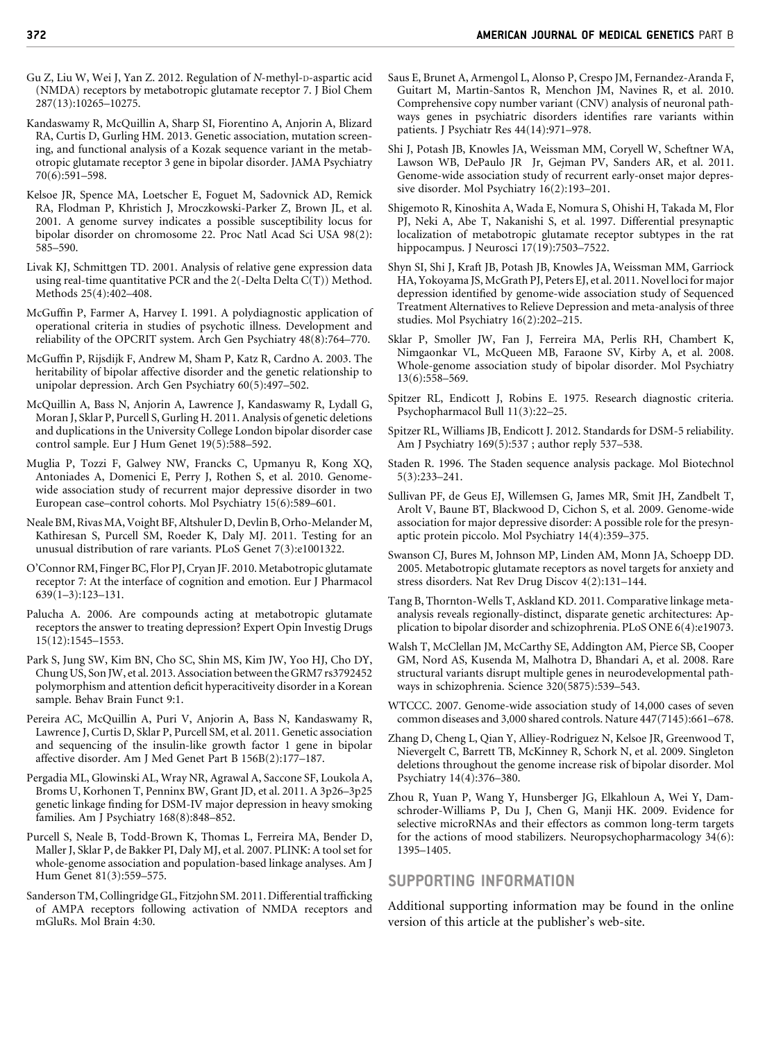Gu Z, Liu W, Wei J, Yan Z. 2012. Regulation of *N*-methyl-D-aspartic acid (NMDA) receptors by metabotropic glutamate receptor 7. J Biol Chem 287(13):10265–10275.

Kandaswamy R, McQuillin A, Sharp SI, Fiorentino A, Anjorin A, Blizard RA, Curtis D, Gurling HM. 2013. Genetic association, mutation screening, and functional analysis of a Kozak sequence variant in the metabotropic glutamate receptor 3 gene in bipolar disorder. JAMA Psychiatry 70(6):591–598.

Kelsoe JR, Spence MA, Loetscher E, Foguet M, Sadovnick AD, Remick RA, Flodman P, Khristich J, Mroczkowski-Parker Z, Brown JL, et al. 2001. A genome survey indicates a possible susceptibility locus for bipolar disorder on chromosome 22. Proc Natl Acad Sci USA 98(2): 585–590.

Livak KJ, Schmittgen TD. 2001. Analysis of relative gene expression data using real-time quantitative PCR and the 2(-Delta Delta C(T)) Method. Methods 25(4):402–408.

McGuffin P, Farmer A, Harvey I. 1991. A polydiagnostic application of operational criteria in studies of psychotic illness. Development and reliability of the OPCRIT system. Arch Gen Psychiatry 48(8):764–770.

McGuffin P, Rijsdijk F, Andrew M, Sham P, Katz R, Cardno A. 2003. The heritability of bipolar affective disorder and the genetic relationship to unipolar depression. Arch Gen Psychiatry 60(5):497–502.

McQuillin A, Bass N, Anjorin A, Lawrence J, Kandaswamy R, Lydall G, Moran J, Sklar P, Purcell S, Gurling H. 2011. Analysis of genetic deletions and duplications in the University College London bipolar disorder case control sample. Eur J Hum Genet 19(5):588–592.

Muglia P, Tozzi F, Galwey NW, Francks C, Upmanyu R, Kong XQ, Antoniades A, Domenici E, Perry J, Rothen S, et al. 2010. Genome-wide association study of recurrent major depressive disorder in two European case–control cohorts. Mol Psychiatry 15(6):589–601.

Neale BM, Rivas MA, Voight BF, Altshuler D, Devlin B, Orho-Melander M, Kathiresan S, Purcell SM, Roeder K, Daly MJ. 2011. Testing for an unusual distribution of rare variants. PLoS Genet 7(3):e1001322.

O'Connor RM, Finger BC, Flor PJ, Cryan JF. 2010. Metabotropic glutamate receptor 7: At the interface of cognition and emotion. Eur J Pharmacol 639(1–3):123–131.

Palucha A. 2006. Are compounds acting at metabotropic glutamate receptors the answer to treating depression? Expert Opin Investig Drugs 15(12):1545–1553.

Park S, Jung SW, Kim BN, Cho SC, Shin MS, Kim JW, Yoo HJ, Cho DY, Chung US, Son JW, et al. 2013. Association between the GRM7 rs3792452 polymorphism and attention deficit hyperacitiveity disorder in a Korean sample. Behav Brain Funct 9:1.

Pereira AC, McQuillin A, Puri V, Anjorin A, Bass N, Kandaswamy R, Lawrence J, Curtis D, Sklar P, Purcell SM, et al. 2011. Genetic association and sequencing of the insulin-like growth factor 1 gene in bipolar affective disorder. Am J Med Genet Part B 156B(2):177–187.

Pergadia ML, Glowinski AL, Wray NR, Agrawal A, Saccone SF, Loukola A, Broms U, Korhonen T, Penninx BW, Grant JD, et al. 2011. A 3p26–3p25 genetic linkage finding for DSM-IV major depression in heavy smoking families. Am J Psychiatry 168(8):848–852.

Purcell S, Neale B, Todd-Brown K, Thomas L, Ferreira MA, Bender D, Maller J, Sklar P, de Bakker PI, Daly MJ, et al. 2007. PLINK: A tool set for whole-genome association and population-based linkage analyses. Am J Hum Genet 81(3):559–575.

Sanderson TM, Collingridge GL, Fitzjohn SM. 2011. Differential trafficking of AMPA receptors following activation of NMDA receptors and mGluRs. Mol Brain 4:30.

Saus E, Brunet A, Armengol L, Alonso P, Crespo JM, Fernandez-Aranda F, Guitart M, Martin-Santos R, Menchon JM, Navines R, et al. 2010. Comprehensive copy number variant (CNV) analysis of neuronal pathways genes in psychiatric disorders identifies rare variants within patients. J Psychiatr Res 44(14):971–978.

Shi J, Potash JB, Knowles JA, Weissman MM, Coryell W, Scheftner WA, Lawson WB, DePaulo JR Jr, Gejman PV, Sanders AR, et al. 2011. Genome-wide association study of recurrent early-onset major depressive disorder. Mol Psychiatry 16(2):193–201.

Shigemoto R, Kinoshita A, Wada E, Nomura S, Ohishi H, Takada M, Flor PJ, Neki A, Abe T, Nakanishi S, et al. 1997. Differential presynaptic localization of metabotropic glutamate receptor subtypes in the rat hippocampus. J Neurosci 17(19):7503–7522.

Shyn SI, Shi J, Kraft JB, Potash JB, Knowles JA, Weissman MM, Garriock HA, Yokoyama JS, McGrath PJ, Peters EJ, et al. 2011. Novel loci for major depression identified by genome-wide association study of Sequenced Treatment Alternatives to Relieve Depression and meta-analysis of three studies. Mol Psychiatry 16(2):202–215.

Sklar P, Smoller JW, Fan J, Ferreira MA, Perlis RH, Chambert K, Nimgaonkar VL, McQueen MB, Faraone SV, Kirby A, et al. 2008. Whole-genome association study of bipolar disorder. Mol Psychiatry 13(6):558–569.

Spitzer RL, Endicott J, Robins E. 1975. Research diagnostic criteria. Psychopharmacol Bull 11(3):22–25.

Spitzer RL, Williams JB, Endicott J. 2012. Standards for DSM-5 reliability. Am J Psychiatry 169(5):537 ; author reply 537–538.

Staden R. 1996. The Staden sequence analysis package. Mol Biotechnol 5(3):233–241.

Sullivan PF, de Geus EJ, Willemsen G, James MR, Smit JH, Zandbelt T, Arolt V, Baune BT, Blackwood D, Cichon S, et al. 2009. Genome-wide association for major depressive disorder: A possible role for the presynaptic protein piccolo. Mol Psychiatry 14(4):359–375.

Swanson CJ, Bures M, Johnson MP, Linden AM, Monn JA, Schoepp DD. 2005. Metabotropic glutamate receptors as novel targets for anxiety and stress disorders. Nat Rev Drug Discov 4(2):131–144.

Tang B, Thornton-Wells T, Askland KD. 2011. Comparative linkage meta-analysis reveals regionally-distinct, disparate genetic architectures: Application to bipolar disorder and schizophrenia. PLoS ONE 6(4):e19073.

Walsh T, McClellan JM, McCarthy SE, Addington AM, Pierce SB, Cooper GM, Nord AS, Kusenda M, Malhotra D, Bhandari A, et al. 2008. Rare structural variants disrupt multiple genes in neurodevelopmental pathways in schizophrenia. Science 320(5875):539–543.

WTCCC. 2007. Genome-wide association study of 14,000 cases of seven common diseases and 3,000 shared controls. Nature 447(7145):661–678.

Zhang D, Cheng L, Qian Y, Alliey-Rodriguez N, Kelsoe JR, Greenwood T, Nievergelt C, Barrett TB, McKinney R, Schork N, et al. 2009. Singleton deletions throughout the genome increase risk of bipolar disorder. Mol Psychiatry 14(4):376–380.

Zhou R, Yuan P, Wang Y, Hunsberger JG, Elkahloun A, Wei Y, Damschroder-Williams P, Du J, Chen G, Manji HK. 2009. Evidence for selective microRNAs and their effectors as common long-term targets for the actions of mood stabilizers. Neuropsychopharmacology 34(6): 1395–1405.

## SUPPORTING INFORMATION

Additional supporting information may be found in the online version of this article at the publisher's web-site.